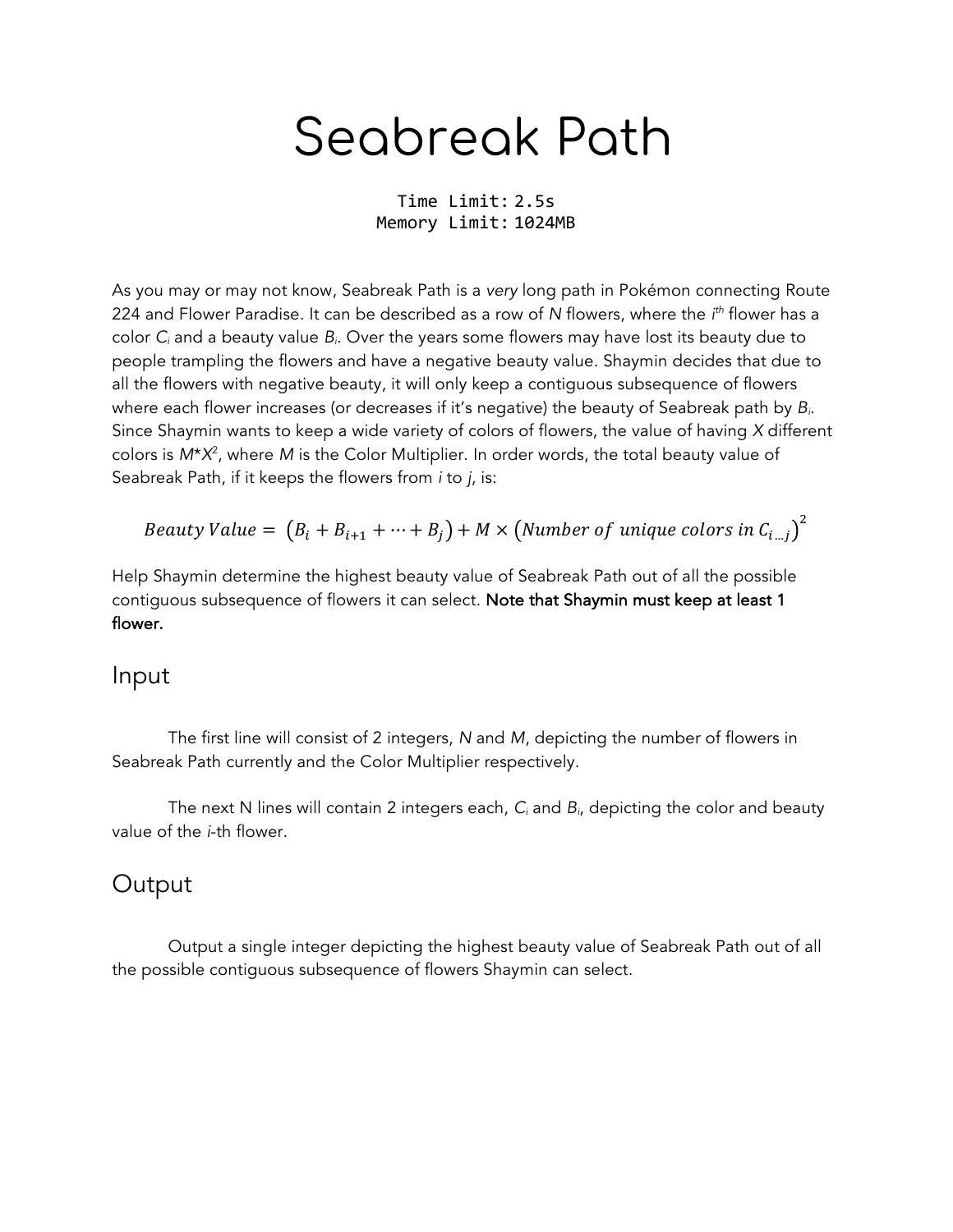# Seabreak Path

```
Time Limit: 2.5s
Memory Limit: 1024MB
```

As you may or may not know, Seabreak Path is a *very* long path in Pokémon connecting Route 224 and Flower Paradise. It can be described as a row of $N$ flowers, where the $i^{th}$ flower has a color $C_i$ and a beauty value $B_i$. Over the years some flowers may have lost its beauty due to people trampling the flowers and have a negative beauty value. Shaymin decides that due to all the flowers with negative beauty, it will only keep a contiguous subsequence of flowers where each flower increases (or decreases if it's negative) the beauty of Seabreak path by $B_i$. Since Shaymin wants to keep a wide variety of colors of flowers, the value of having $X$ different colors is $M*X^2$, where $M$ is the Color Multiplier. In order words, the total beauty value of Seabreak Path, if it keeps the flowers from $i$ to $j$, is:

$$Beauty\ Value = (B_i + B_{i+1} + \cdots + B_j) + M \times (Number\ of\ unique\ colors\ in\ C_{i \ldots j})^2$$

Help Shaymin determine the highest beauty value of Seabreak Path out of all the possible contiguous subsequence of flowers it can select. **Note that Shaymin must keep at least 1 flower.**

## Input

The first line will consist of 2 integers, $N$ and $M$, depicting the number of flowers in Seabreak Path currently and the Color Multiplier respectively.

The next N lines will contain 2 integers each, $C_i$ and $B_i$, depicting the color and beauty value of the $i$-th flower.

## Output

Output a single integer depicting the highest beauty value of Seabreak Path out of all the possible contiguous subsequence of flowers Shaymin can select.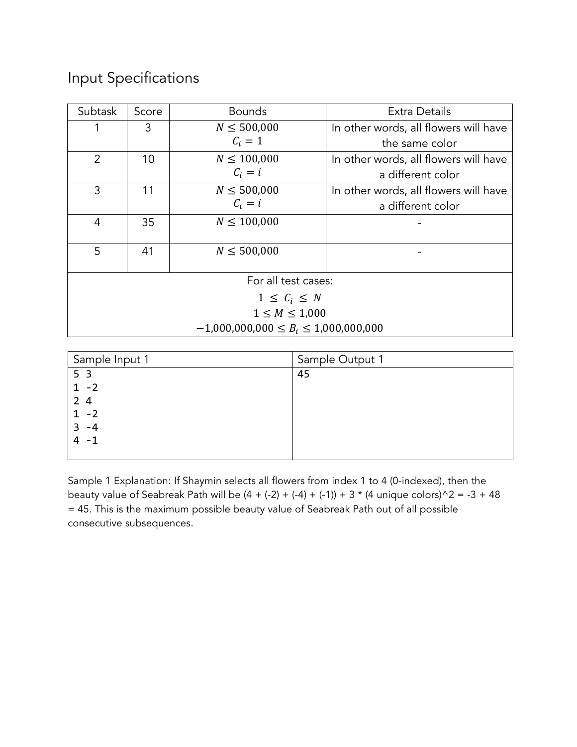## Input Specifications

| Subtask | Score | Bounds | Extra Details |
| --- | --- | --- | --- |
| 1 | 3 | $N \leq 500{,}000$ <br> $C_i = 1$ | In other words, all flowers will have the same color |
| 2 | 10 | $N \leq 100{,}000$ <br> $C_i = i$ | In other words, all flowers will have a different color |
| 3 | 11 | $N \leq 500{,}000$ <br> $C_i = i$ | In other words, all flowers will have a different color |
| 4 | 35 | $N \leq 100{,}000$ | - |
| 5 | 41 | $N \leq 500{,}000$ | - |
| For all test cases: <br> $1 \leq C_i \leq N$ <br> $1 \leq M \leq 1{,}000$ <br> $-1{,}000{,}000{,}000 \leq B_i \leq 1{,}000{,}000{,}000$ | | | |

| Sample Input 1 | Sample Output 1 |
| --- | --- |
| <pre>5 3<br>1 -2<br>2 4<br>1 -2<br>3 -4<br>4 -1</pre> | <pre>45</pre> |

Sample 1 Explanation: If Shaymin selects all flowers from index 1 to 4 (0-indexed), then the beauty value of Seabreak Path will be (4 + (-2) + (-4) + (-1)) + 3 * (4 unique colors)^2 = -3 + 48 = 45. This is the maximum possible beauty value of Seabreak Path out of all possible consecutive subsequences.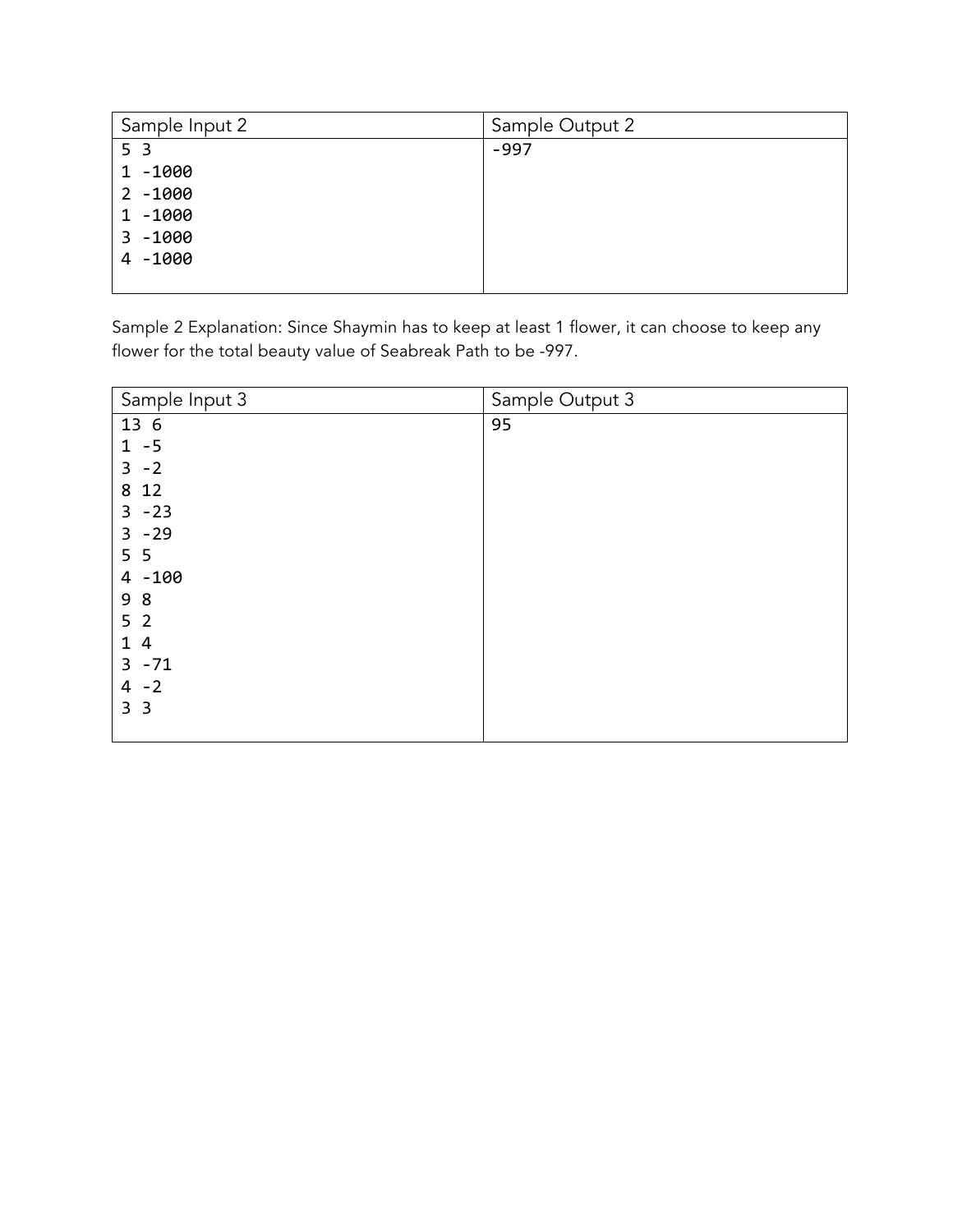| Sample Input 2 | Sample Output 2 |
| --- | --- |
| 5 3<br>1 -1000<br>2 -1000<br>1 -1000<br>3 -1000<br>4 -1000 | -997 |

Sample 2 Explanation: Since Shaymin has to keep at least 1 flower, it can choose to keep any flower for the total beauty value of Seabreak Path to be -997.

| Sample Input 3 | Sample Output 3 |
| --- | --- |
| 13 6<br>1 -5<br>3 -2<br>8 12<br>3 -23<br>3 -29<br>5 5<br>4 -100<br>9 8<br>5 2<br>1 4<br>3 -71<br>4 -2<br>3 3 | 95 |